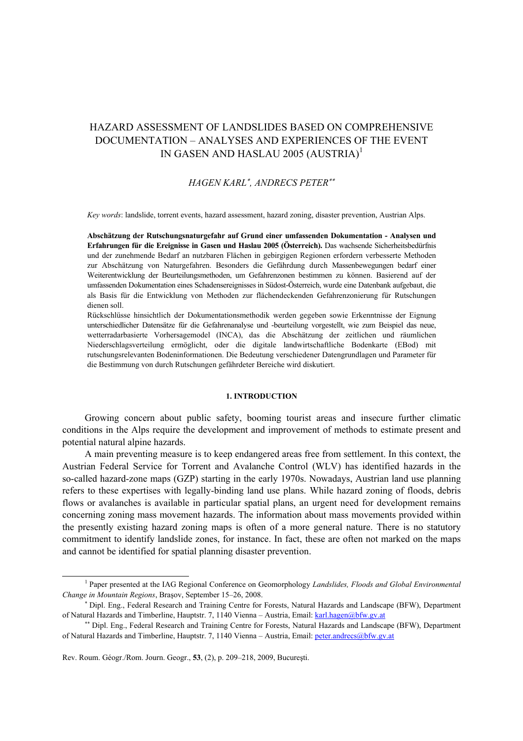# HAZARD ASSESSMENT OF LANDSLIDES BASED ON COMPREHENSIVE DOCUMENTATION – ANALYSES AND EXPERIENCES OF THE EVENT IN GASEN AND HASLAU 2005 (AUSTRIA)[1]

*HAGEN KARL*[*], *ANDRECS PETER*[**]

*Key words*: landslide, torrent events, hazard assessment, hazard zoning, disaster prevention, Austrian Alps.

**Abschätzung der Rutschungsnaturgefahr auf Grund einer umfassenden Dokumentation - Analysen und Erfahrungen für die Ereignisse in Gasen und Haslau 2005 (Österreich).** Das wachsende Sicherheitsbedürfnis und der zunehmende Bedarf an nutzbaren Flächen in gebirgigen Regionen erfordern verbesserte Methoden zur Abschätzung von Naturgefahren. Besonders die Gefährdung durch Massenbewegungen bedarf einer Weiterentwicklung der Beurteilungsmethoden, um Gefahrenzonen bestimmen zu können. Basierend auf der umfassenden Dokumentation eines Schadensereignisses in Südost-Österreich, wurde eine Datenbank aufgebaut, die als Basis für die Entwicklung von Methoden zur flächendeckenden Gefahrenzonierung für Rutschungen dienen soll.

Rückschlüsse hinsichtlich der Dokumentationsmethodik werden gegeben sowie Erkenntnisse der Eignung unterschiedlicher Datensätze für die Gefahrenanalyse und -beurteilung vorgestellt, wie zum Beispiel das neue, wetterradarbasierte Vorhersagemodel (INCA), das die Abschätzung der zeitlichen und räumlichen Niederschlagsverteilung ermöglicht, oder die digitale landwirtschaftliche Bodenkarte (EBod) mit rutschungsrelevanten Bodeninformationen. Die Bedeutung verschiedener Datengrundlagen und Parameter für die Bestimmung von durch Rutschungen gefährdeter Bereiche wird diskutiert.

## 1. INTRODUCTION

Growing concern about public safety, booming tourist areas and insecure further climatic conditions in the Alps require the development and improvement of methods to estimate present and potential natural alpine hazards.

A main preventing measure is to keep endangered areas free from settlement. In this context, the Austrian Federal Service for Torrent and Avalanche Control (WLV) has identified hazards in the so-called hazard-zone maps (GZP) starting in the early 1970s. Nowadays, Austrian land use planning refers to these expertises with legally-binding land use plans. While hazard zoning of floods, debris flows or avalanches is available in particular spatial plans, an urgent need for development remains concerning zoning mass movement hazards. The information about mass movements provided within the presently existing hazard zoning maps is often of a more general nature. There is no statutory commitment to identify landslide zones, for instance. In fact, these are often not marked on the maps and cannot be identified for spatial planning disaster prevention.

---

[1] Paper presented at the IAG Regional Conference on Geomorphology *Landslides, Floods and Global Environmental Change in Mountain Regions*, Braşov, September 15–26, 2008.

[*] Dipl. Eng., Federal Research and Training Centre for Forests, Natural Hazards and Landscape (BFW), Department of Natural Hazards and Timberline, Hauptstr. 7, 1140 Vienna – Austria, Email: karl.hagen@bfw.gv.at

[**] Dipl. Eng., Federal Research and Training Centre for Forests, Natural Hazards and Landscape (BFW), Department of Natural Hazards and Timberline, Hauptstr. 7, 1140 Vienna – Austria, Email: peter.andrecs@bfw.gv.at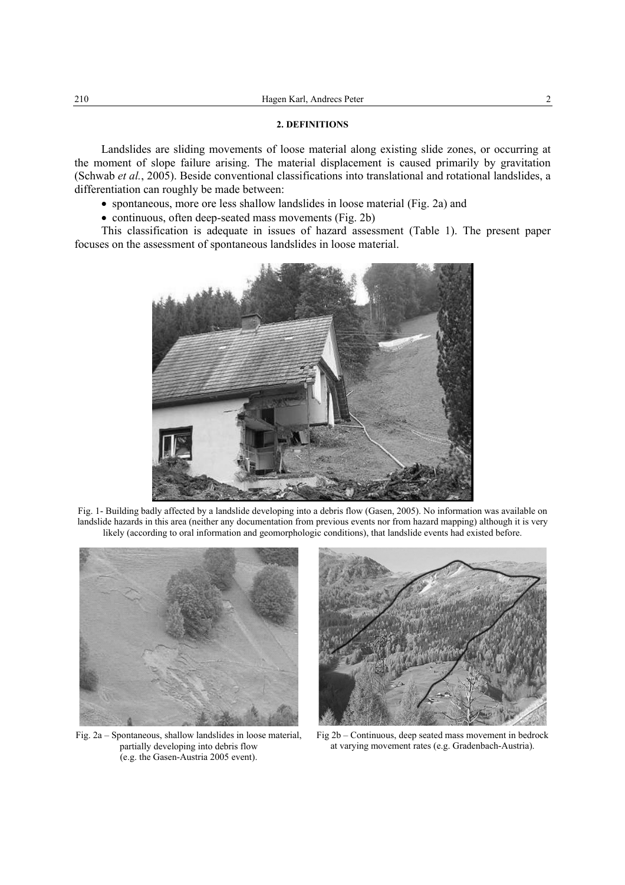## 2. DEFINITIONS

Landslides are sliding movements of loose material along existing slide zones, or occurring at the moment of slope failure arising. The material displacement is caused primarily by gravitation (Schwab *et al.*, 2005). Beside conventional classifications into translational and rotational landslides, a differentiation can roughly be made between:

- spontaneous, more ore less shallow landslides in loose material (Fig. 2a) and
- continuous, often deep-seated mass movements (Fig. 2b)

This classification is adequate in issues of hazard assessment (Table 1). The present paper focuses on the assessment of spontaneous landslides in loose material.

Fig. 1- Building badly affected by a landslide developing into a debris flow (Gasen, 2005). No information was available on landslide hazards in this area (neither any documentation from previous events nor from hazard mapping) although it is very likely (according to oral information and geomorphologic conditions), that landslide events had existed before.

Fig. 2a – Spontaneous, shallow landslides in loose material, partially developing into debris flow (e.g. the Gasen-Austria 2005 event).

Fig 2b – Continuous, deep seated mass movement in bedrock at varying movement rates (e.g. Gradenbach-Austria).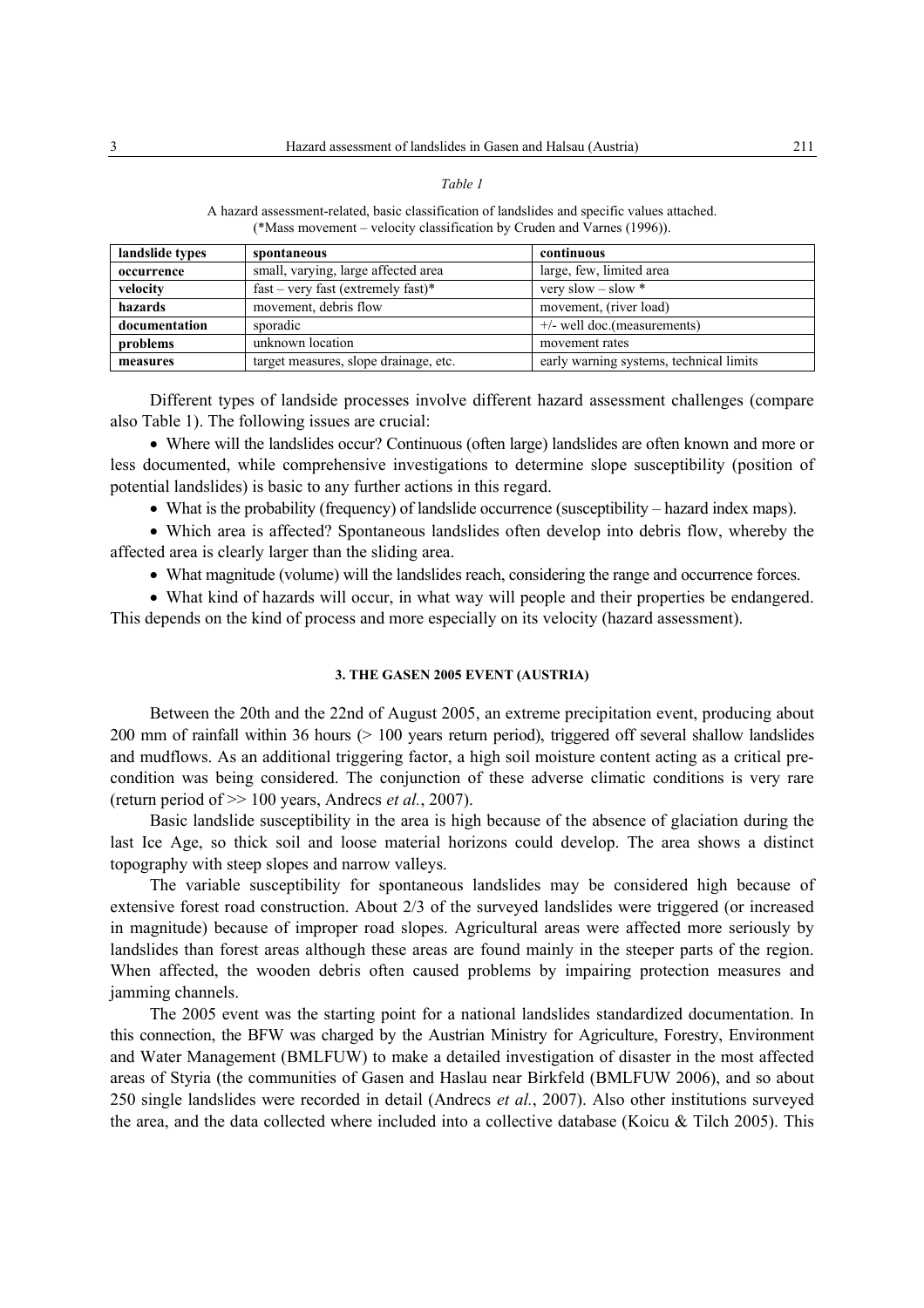*Table 1*

A hazard assessment-related, basic classification of landslides and specific values attached.
(*Mass movement – velocity classification by Cruden and Varnes (1996)).

| landslide types | spontaneous | continuous |
|---|---|---|
| **occurrence** | small, varying, large affected area | large, few, limited area |
| **velocity** | fast – very fast (extremely fast)* | very slow – slow * |
| **hazards** | movement, debris flow | movement, (river load) |
| **documentation** | sporadic | +/- well doc.(measurements) |
| **problems** | unknown location | movement rates |
| **measures** | target measures, slope drainage, etc. | early warning systems, technical limits |

Different types of landside processes involve different hazard assessment challenges (compare also Table 1). The following issues are crucial:

- Where will the landslides occur? Continuous (often large) landslides are often known and more or less documented, while comprehensive investigations to determine slope susceptibility (position of potential landslides) is basic to any further actions in this regard.
- What is the probability (frequency) of landslide occurrence (susceptibility – hazard index maps).
- Which area is affected? Spontaneous landslides often develop into debris flow, whereby the affected area is clearly larger than the sliding area.
- What magnitude (volume) will the landslides reach, considering the range and occurrence forces.
- What kind of hazards will occur, in what way will people and their properties be endangered. This depends on the kind of process and more especially on its velocity (hazard assessment).

### 3. THE GASEN 2005 EVENT (AUSTRIA)

Between the 20th and the 22nd of August 2005, an extreme precipitation event, producing about 200 mm of rainfall within 36 hours (> 100 years return period), triggered off several shallow landslides and mudflows. As an additional triggering factor, a high soil moisture content acting as a critical pre-condition was being considered. The conjunction of these adverse climatic conditions is very rare (return period of >> 100 years, Andrecs *et al.*, 2007).

Basic landslide susceptibility in the area is high because of the absence of glaciation during the last Ice Age, so thick soil and loose material horizons could develop. The area shows a distinct topography with steep slopes and narrow valleys.

The variable susceptibility for spontaneous landslides may be considered high because of extensive forest road construction. About 2/3 of the surveyed landslides were triggered (or increased in magnitude) because of improper road slopes. Agricultural areas were affected more seriously by landslides than forest areas although these areas are found mainly in the steeper parts of the region. When affected, the wooden debris often caused problems by impairing protection measures and jamming channels.

The 2005 event was the starting point for a national landslides standardized documentation. In this connection, the BFW was charged by the Austrian Ministry for Agriculture, Forestry, Environment and Water Management (BMLFUW) to make a detailed investigation of disaster in the most affected areas of Styria (the communities of Gasen and Haslau near Birkfeld (BMLFUW 2006), and so about 250 single landslides were recorded in detail (Andrecs *et al.*, 2007). Also other institutions surveyed the area, and the data collected where included into a collective database (Koicu & Tilch 2005). This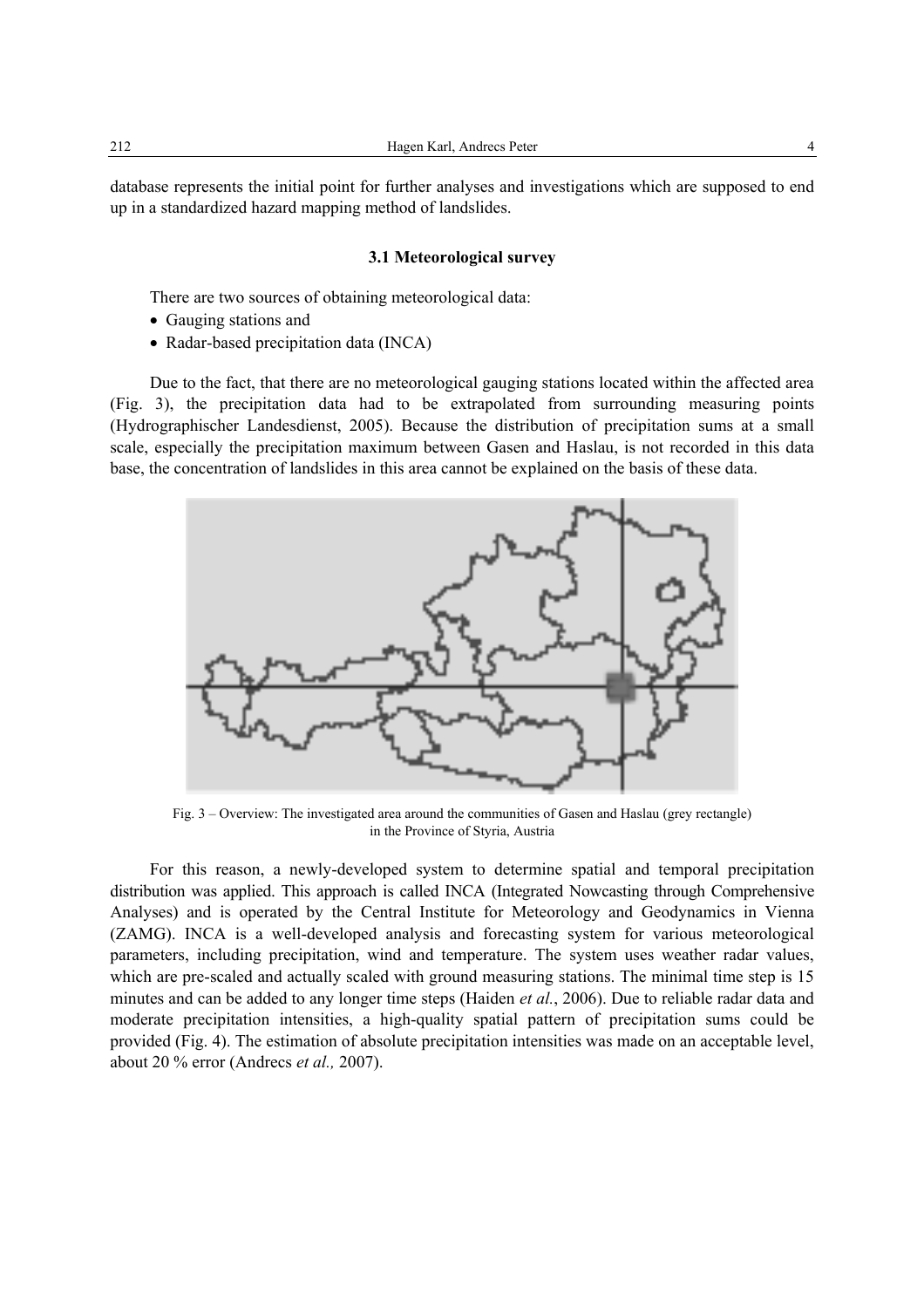database represents the initial point for further analyses and investigations which are supposed to end up in a standardized hazard mapping method of landslides.

### 3.1 Meteorological survey

There are two sources of obtaining meteorological data:

- Gauging stations and
- Radar-based precipitation data (INCA)

Due to the fact, that there are no meteorological gauging stations located within the affected area (Fig. 3), the precipitation data had to be extrapolated from surrounding measuring points (Hydrographischer Landesdienst, 2005). Because the distribution of precipitation sums at a small scale, especially the precipitation maximum between Gasen and Haslau, is not recorded in this data base, the concentration of landslides in this area cannot be explained on the basis of these data.

Fig. 3 – Overview: The investigated area around the communities of Gasen and Haslau (grey rectangle) in the Province of Styria, Austria

For this reason, a newly-developed system to determine spatial and temporal precipitation distribution was applied. This approach is called INCA (Integrated Nowcasting through Comprehensive Analyses) and is operated by the Central Institute for Meteorology and Geodynamics in Vienna (ZAMG). INCA is a well-developed analysis and forecasting system for various meteorological parameters, including precipitation, wind and temperature. The system uses weather radar values, which are pre-scaled and actually scaled with ground measuring stations. The minimal time step is 15 minutes and can be added to any longer time steps (Haiden *et al.*, 2006). Due to reliable radar data and moderate precipitation intensities, a high-quality spatial pattern of precipitation sums could be provided (Fig. 4). The estimation of absolute precipitation intensities was made on an acceptable level, about 20 % error (Andrecs *et al.,* 2007).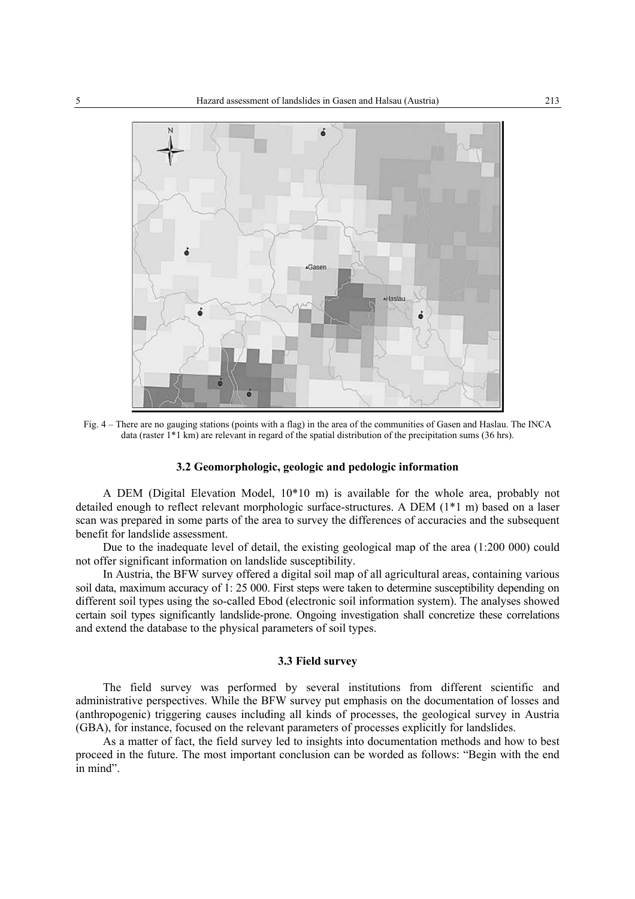Fig. 4 – There are no gauging stations (points with a flag) in the area of the communities of Gasen and Haslau. The INCA data (raster 1*1 km) are relevant in regard of the spatial distribution of the precipitation sums (36 hrs).

### 3.2 Geomorphologic, geologic and pedologic information

A DEM (Digital Elevation Model, 10*10 m) is available for the whole area, probably not detailed enough to reflect relevant morphologic surface-structures. A DEM (1*1 m) based on a laser scan was prepared in some parts of the area to survey the differences of accuracies and the subsequent benefit for landslide assessment.

Due to the inadequate level of detail, the existing geological map of the area (1:200 000) could not offer significant information on landslide susceptibility.

In Austria, the BFW survey offered a digital soil map of all agricultural areas, containing various soil data, maximum accuracy of 1: 25 000. First steps were taken to determine susceptibility depending on different soil types using the so-called Ebod (electronic soil information system). The analyses showed certain soil types significantly landslide-prone. Ongoing investigation shall concretize these correlations and extend the database to the physical parameters of soil types.

### 3.3 Field survey

The field survey was performed by several institutions from different scientific and administrative perspectives. While the BFW survey put emphasis on the documentation of losses and (anthropogenic) triggering causes including all kinds of processes, the geological survey in Austria (GBA), for instance, focused on the relevant parameters of processes explicitly for landslides.

As a matter of fact, the field survey led to insights into documentation methods and how to best proceed in the future. The most important conclusion can be worded as follows: "Begin with the end in mind".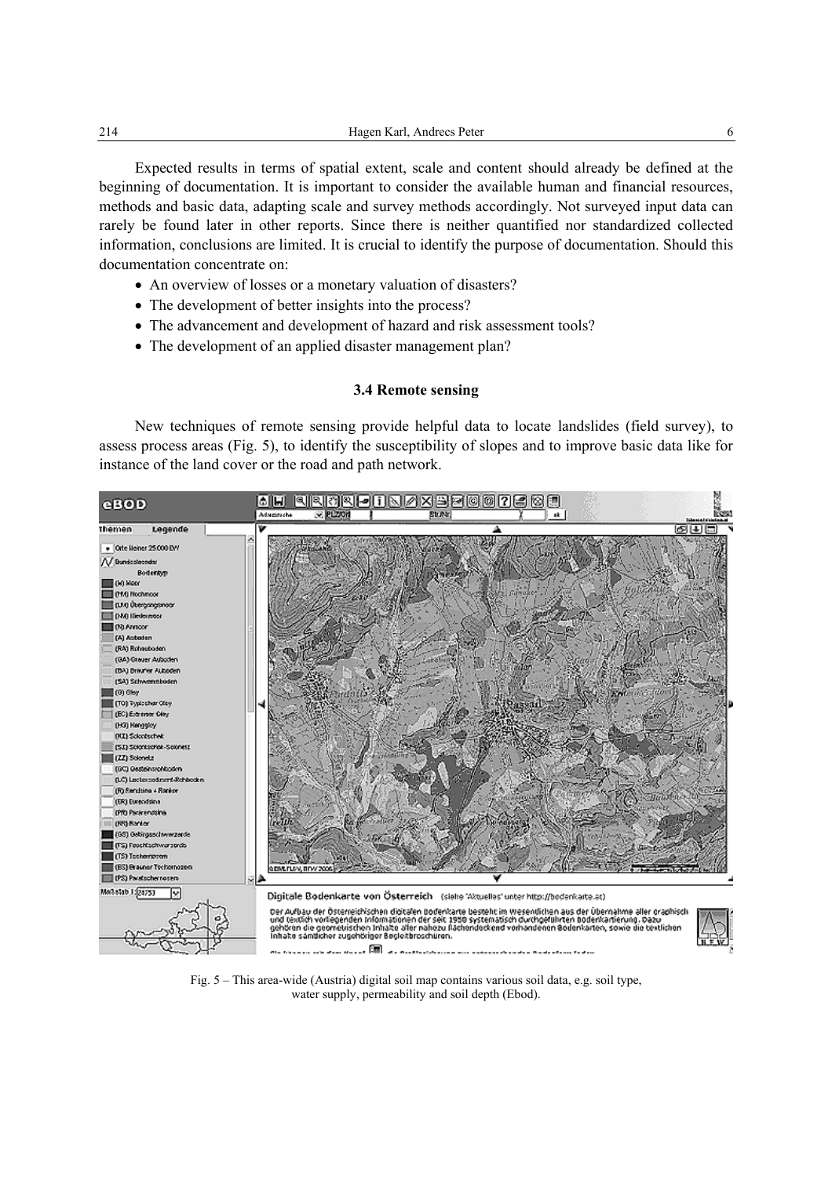Expected results in terms of spatial extent, scale and content should already be defined at the beginning of documentation. It is important to consider the available human and financial resources, methods and basic data, adapting scale and survey methods accordingly. Not surveyed input data can rarely be found later in other reports. Since there is neither quantified nor standardized collected information, conclusions are limited. It is crucial to identify the purpose of documentation. Should this documentation concentrate on:

- An overview of losses or a monetary valuation of disasters?
- The development of better insights into the process?
- The advancement and development of hazard and risk assessment tools?
- The development of an applied disaster management plan?

### 3.4 Remote sensing

New techniques of remote sensing provide helpful data to locate landslides (field survey), to assess process areas (Fig. 5), to identify the susceptibility of slopes and to improve basic data like for instance of the land cover or the road and path network.

Fig. 5 – This area-wide (Austria) digital soil map contains various soil data, e.g. soil type, water supply, permeability and soil depth (Ebod).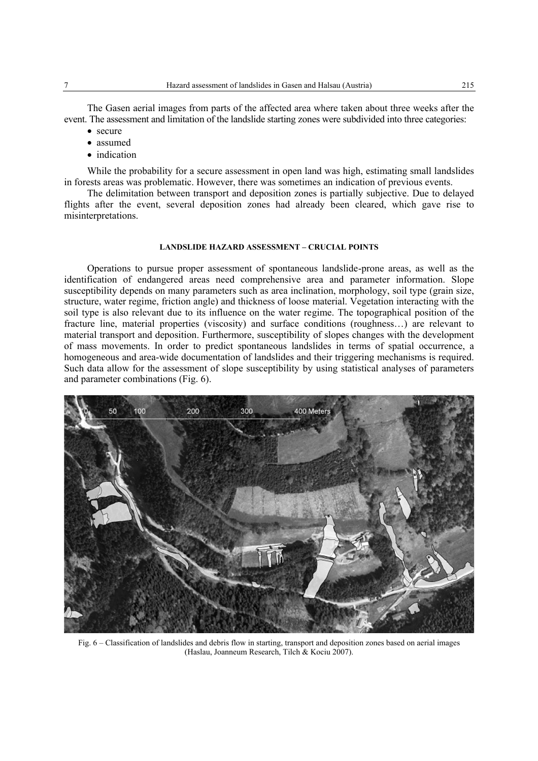The Gasen aerial images from parts of the affected area where taken about three weeks after the event. The assessment and limitation of the landslide starting zones were subdivided into three categories:

- secure
- assumed
- indication

While the probability for a secure assessment in open land was high, estimating small landslides in forests areas was problematic. However, there was sometimes an indication of previous events.

The delimitation between transport and deposition zones is partially subjective. Due to delayed flights after the event, several deposition zones had already been cleared, which gave rise to misinterpretations.

## LANDSLIDE HAZARD ASSESSMENT – CRUCIAL POINTS

Operations to pursue proper assessment of spontaneous landslide-prone areas, as well as the identification of endangered areas need comprehensive area and parameter information. Slope susceptibility depends on many parameters such as area inclination, morphology, soil type (grain size, structure, water regime, friction angle) and thickness of loose material. Vegetation interacting with the soil type is also relevant due to its influence on the water regime. The topographical position of the fracture line, material properties (viscosity) and surface conditions (roughness…) are relevant to material transport and deposition. Furthermore, susceptibility of slopes changes with the development of mass movements. In order to predict spontaneous landslides in terms of spatial occurrence, a homogeneous and area-wide documentation of landslides and their triggering mechanisms is required. Such data allow for the assessment of slope susceptibility by using statistical analyses of parameters and parameter combinations (Fig. 6).

Fig. 6 – Classification of landslides and debris flow in starting, transport and deposition zones based on aerial images (Haslau, Joanneum Research, Tilch & Kociu 2007).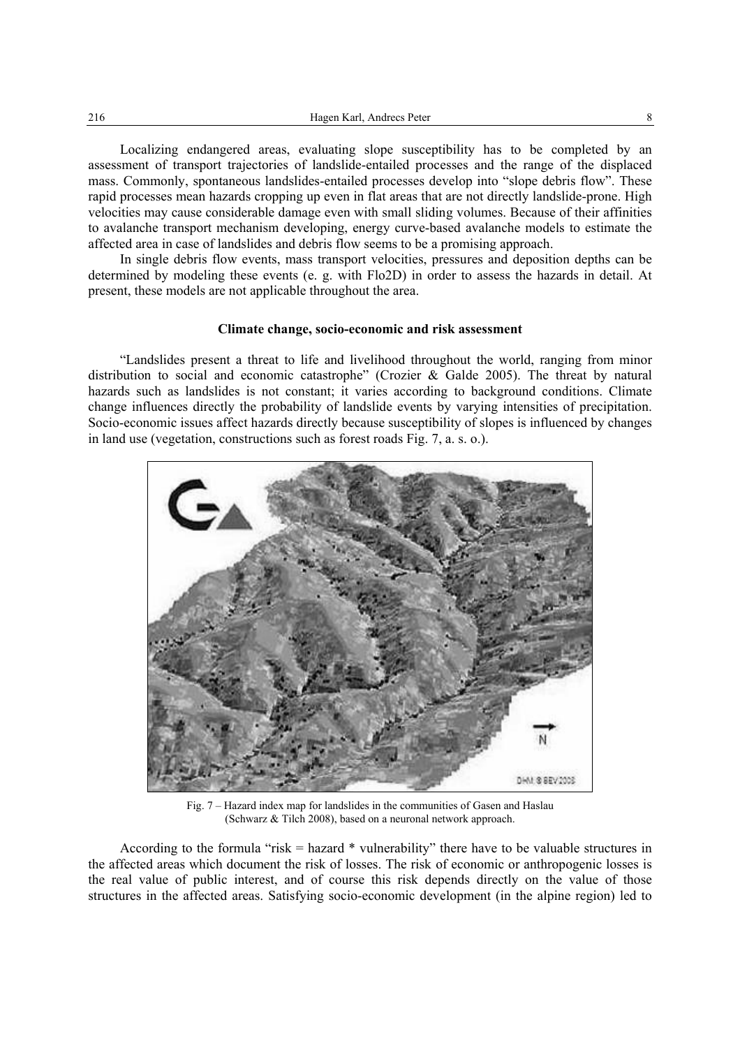Localizing endangered areas, evaluating slope susceptibility has to be completed by an assessment of transport trajectories of landslide-entailed processes and the range of the displaced mass. Commonly, spontaneous landslides-entailed processes develop into "slope debris flow". These rapid processes mean hazards cropping up even in flat areas that are not directly landslide-prone. High velocities may cause considerable damage even with small sliding volumes. Because of their affinities to avalanche transport mechanism developing, energy curve-based avalanche models to estimate the affected area in case of landslides and debris flow seems to be a promising approach.

In single debris flow events, mass transport velocities, pressures and deposition depths can be determined by modeling these events (e. g. with Flo2D) in order to assess the hazards in detail. At present, these models are not applicable throughout the area.

### Climate change, socio-economic and risk assessment

"Landslides present a threat to life and livelihood throughout the world, ranging from minor distribution to social and economic catastrophe" (Crozier & Galde 2005). The threat by natural hazards such as landslides is not constant; it varies according to background conditions. Climate change influences directly the probability of landslide events by varying intensities of precipitation. Socio-economic issues affect hazards directly because susceptibility of slopes is influenced by changes in land use (vegetation, constructions such as forest roads Fig. 7, a. s. o.).

Fig. 7 – Hazard index map for landslides in the communities of Gasen and Haslau (Schwarz & Tilch 2008), based on a neuronal network approach.

According to the formula "risk = hazard * vulnerability" there have to be valuable structures in the affected areas which document the risk of losses. The risk of economic or anthropogenic losses is the real value of public interest, and of course this risk depends directly on the value of those structures in the affected areas. Satisfying socio-economic development (in the alpine region) led to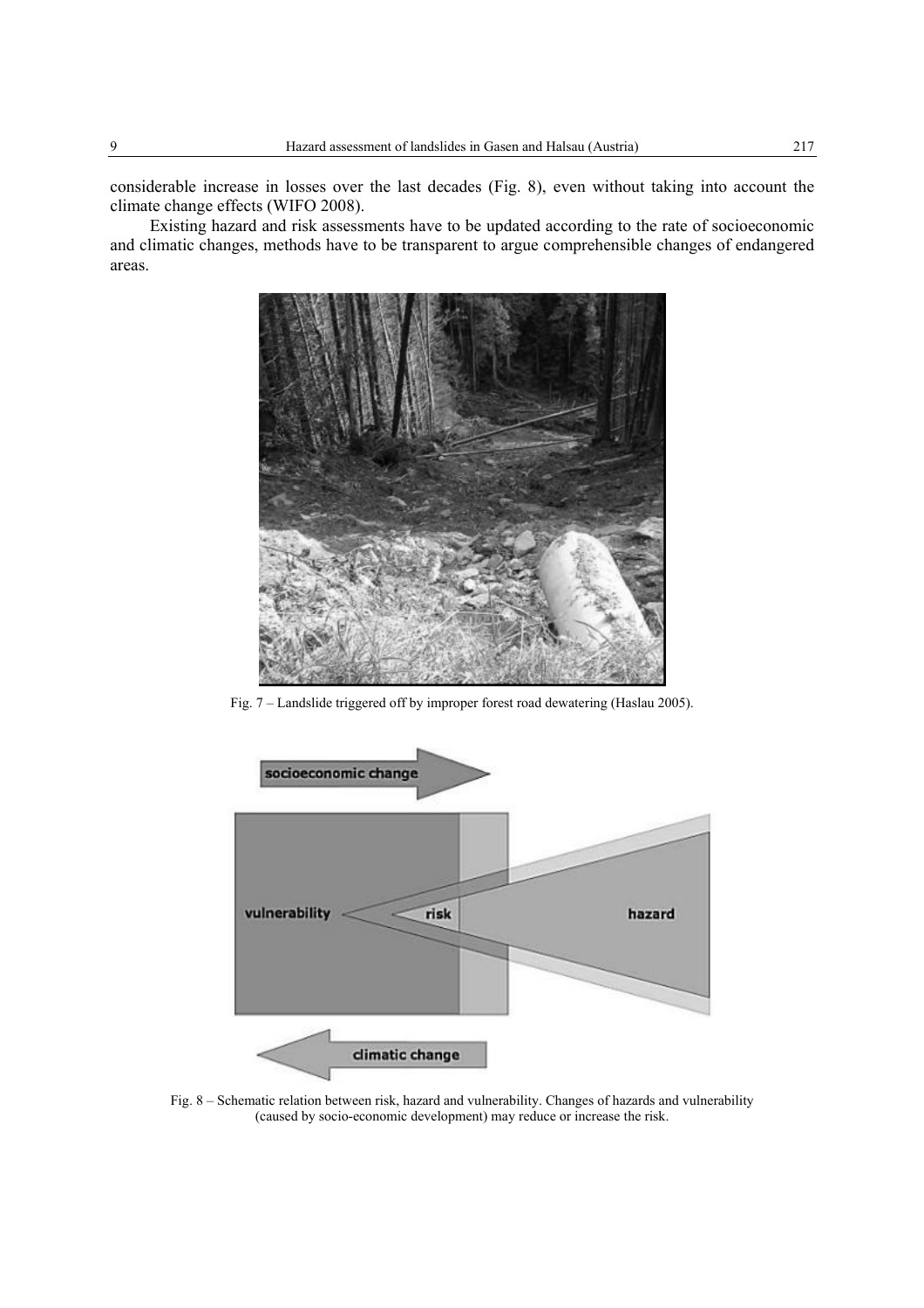considerable increase in losses over the last decades (Fig. 8), even without taking into account the climate change effects (WIFO 2008).

Existing hazard and risk assessments have to be updated according to the rate of socioeconomic and climatic changes, methods have to be transparent to argue comprehensible changes of endangered areas.

Fig. 7 – Landslide triggered off by improper forest road dewatering (Haslau 2005).

Fig. 8 – Schematic relation between risk, hazard and vulnerability. Changes of hazards and vulnerability (caused by socio-economic development) may reduce or increase the risk.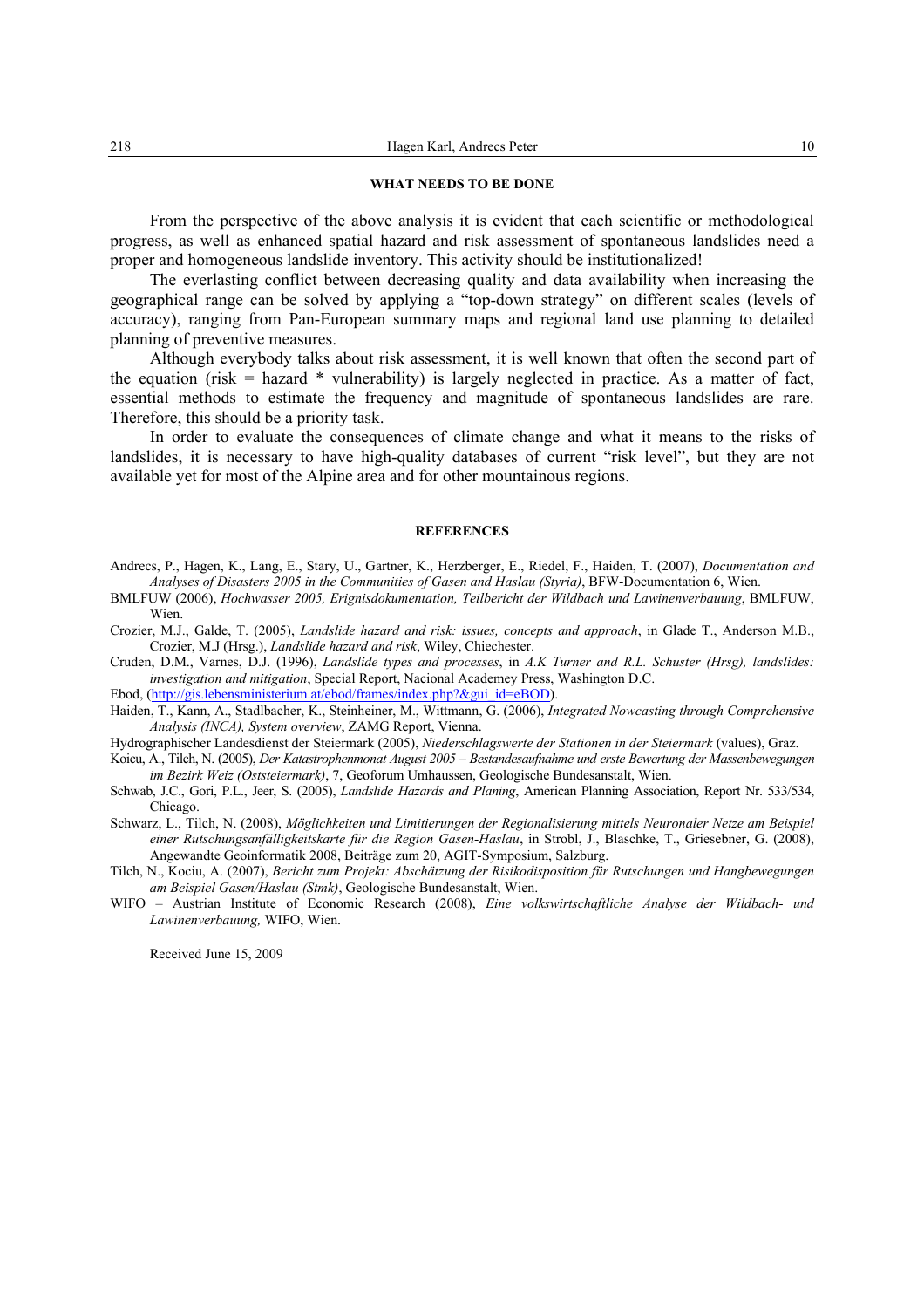## WHAT NEEDS TO BE DONE

From the perspective of the above analysis it is evident that each scientific or methodological progress, as well as enhanced spatial hazard and risk assessment of spontaneous landslides need a proper and homogeneous landslide inventory. This activity should be institutionalized!

The everlasting conflict between decreasing quality and data availability when increasing the geographical range can be solved by applying a "top-down strategy" on different scales (levels of accuracy), ranging from Pan-European summary maps and regional land use planning to detailed planning of preventive measures.

Although everybody talks about risk assessment, it is well known that often the second part of the equation (risk = hazard * vulnerability) is largely neglected in practice. As a matter of fact, essential methods to estimate the frequency and magnitude of spontaneous landslides are rare. Therefore, this should be a priority task.

In order to evaluate the consequences of climate change and what it means to the risks of landslides, it is necessary to have high-quality databases of current "risk level", but they are not available yet for most of the Alpine area and for other mountainous regions.

## REFERENCES

Andrecs, P., Hagen, K., Lang, E., Stary, U., Gartner, K., Herzberger, E., Riedel, F., Haiden, T. (2007), *Documentation and Analyses of Disasters 2005 in the Communities of Gasen and Haslau (Styria)*, BFW-Documentation 6, Wien.

BMLFUW (2006), *Hochwasser 2005, Ergnisdokumentation, Teilbericht der Wildbach und Lawinenverbauung*, BMLFUW, Wien.

Crozier, M.J., Galde, T. (2005), *Landslide hazard and risk: issues, concepts and approach*, in Glade T., Anderson M.B., Crozier, M.J (Hrsg.), *Landslide hazard and risk*, Wiley, Chiechester.

Cruden, D.M., Varnes, D.J. (1996), *Landslide types and processes*, in *A.K Turner and R.L. Schuster (Hrsg), landslides: investigation and mitigation*, Special Report, Nacional Academey Press, Washington D.C.

Ebod, (http://gis.lebensministerium.at/ebod/frames/index.php?&gui_id=eBOD).

Haiden, T., Kann, A., Stadlbacher, K., Steinheiner, M., Wittmann, G. (2006), *Integrated Nowcasting through Comprehensive Analysis (INCA), System overview*, ZAMG Report, Vienna.

Hydrographischer Landesdienst der Steiermark (2005), *Niederschlagswerte der Stationen in der Steiermark* (values), Graz.

Koicu, A., Tilch, N. (2005), *Der Katastrophenmonat August 2005 – Bestandesaufnahme und erste Bewertung der Massenbewegungen im Bezirk Weiz (Oststeiermark)*, 7, Geoforum Umhaussen, Geologische Bundesanstalt, Wien.

Schwab, J.C., Gori, P.L., Jeer, S. (2005), *Landslide Hazards and Planing*, American Planning Association, Report Nr. 533/534, Chicago.

Schwarz, L., Tilch, N. (2008), *Möglichkeiten und Limitierungen der Regionalisierung mittels Neuronaler Netze am Beispiel einer Rutschungsanfälligkeitskarte für die Region Gasen-Haslau*, in Strobl, J., Blaschke, T., Griesebner, G. (2008), Angewandte Geoinformatik 2008, Beiträge zum 20, AGIT-Symposium, Salzburg.

Tilch, N., Kociu, A. (2007), *Bericht zum Projekt: Abschätzung der Risikodisposition für Rutschungen und Hangbewegungen am Beispiel Gasen/Haslau (Stmk)*, Geologische Bundesanstalt, Wien.

WIFO – Austrian Institute of Economic Research (2008), *Eine volkswirtschaftliche Analyse der Wildbach- und Lawinenverbauung,* WIFO, Wien.

Received June 15, 2009